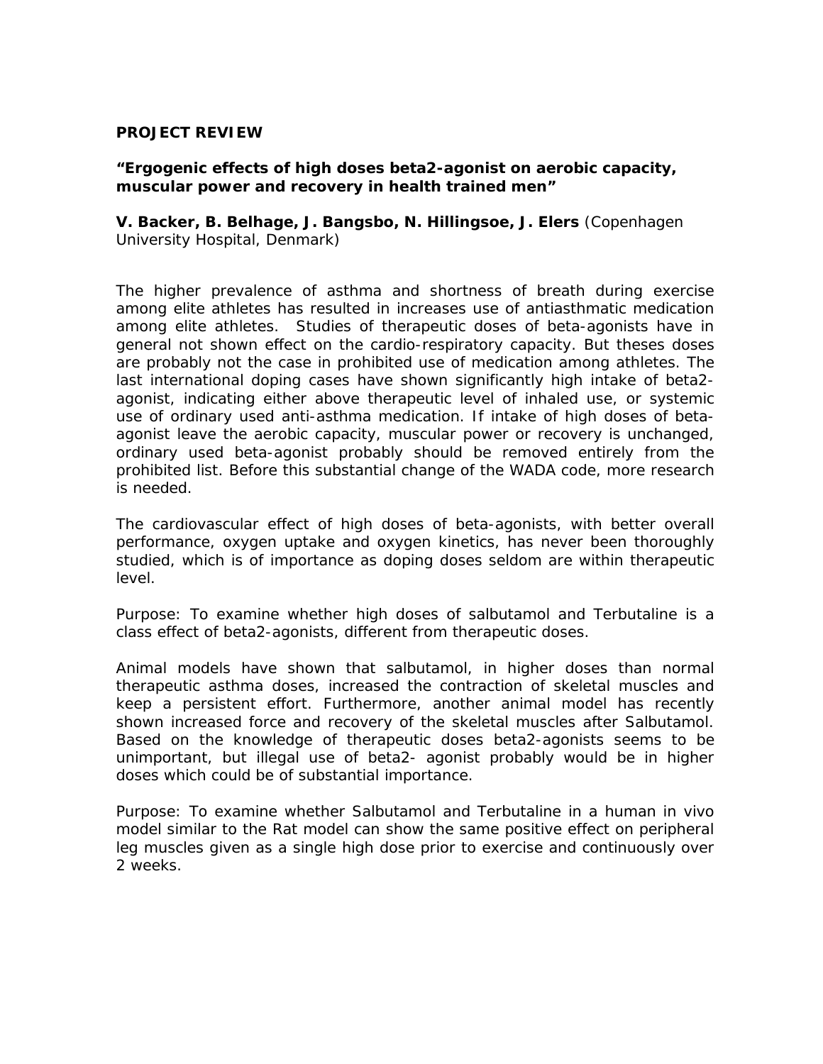**PROJECT REVIEW**

***"Ergogenic effects of high doses beta2-agonist on aerobic capacity, muscular power and recovery in health trained men"***

**V. Backer, B. Belhage, J. Bangsbo, N. Hillingsoe, J. Elers** (Copenhagen University Hospital, Denmark)

The higher prevalence of asthma and shortness of breath during exercise among elite athletes has resulted in increases use of antiasthmatic medication among elite athletes. Studies of therapeutic doses of beta-agonists have in general not shown effect on the cardio-respiratory capacity. But theses doses are probably not the case in prohibited use of medication among athletes. The last international doping cases have shown significantly high intake of beta2-agonist, indicating either above therapeutic level of inhaled use, or systemic use of ordinary used anti-asthma medication. If intake of high doses of beta-agonist leave the aerobic capacity, muscular power or recovery is unchanged, ordinary used beta-agonist probably should be removed entirely from the prohibited list. Before this substantial change of the WADA code, more research is needed.

The cardiovascular effect of high doses of beta-agonists, with better overall performance, oxygen uptake and oxygen kinetics, has never been thoroughly studied, which is of importance as doping doses seldom are within therapeutic level.

Purpose: To examine whether high doses of salbutamol and Terbutaline is a class effect of beta2-agonists, different from therapeutic doses.

Animal models have shown that salbutamol, in higher doses than normal therapeutic asthma doses, increased the contraction of skeletal muscles and keep a persistent effort. Furthermore, another animal model has recently shown increased force and recovery of the skeletal muscles after Salbutamol. Based on the knowledge of therapeutic doses beta2-agonists seems to be unimportant, but illegal use of beta2- agonist probably would be in higher doses which could be of substantial importance.

Purpose: To examine whether Salbutamol and Terbutaline in a human in vivo model similar to the Rat model can show the same positive effect on peripheral leg muscles given as a single high dose prior to exercise and continuously over 2 weeks.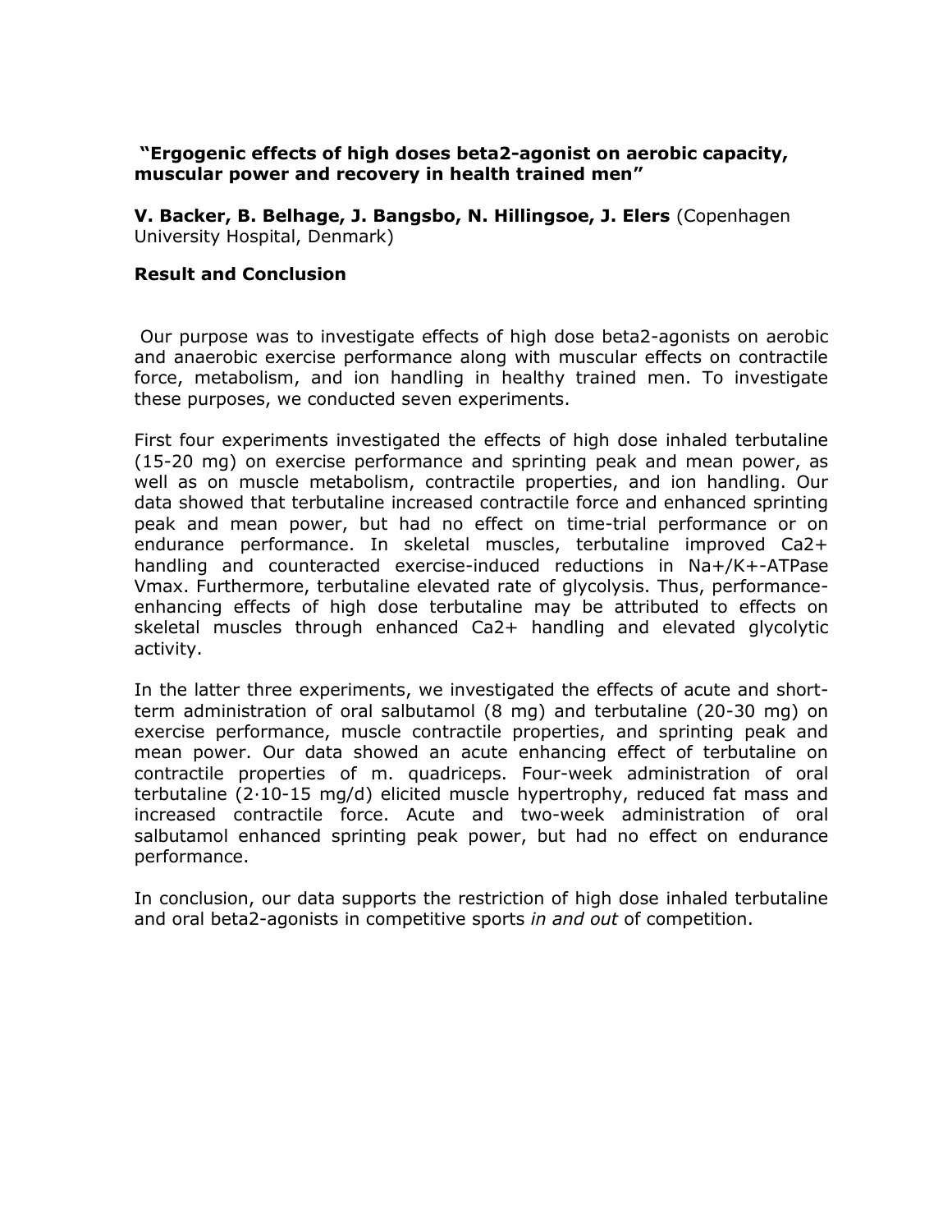**"Ergogenic effects of high doses beta2-agonist on aerobic capacity, muscular power and recovery in health trained men"**

**V. Backer, B. Belhage, J. Bangsbo, N. Hillingsoe, J. Elers** (Copenhagen University Hospital, Denmark)

**Result and Conclusion**

Our purpose was to investigate effects of high dose beta2-agonists on aerobic and anaerobic exercise performance along with muscular effects on contractile force, metabolism, and ion handling in healthy trained men. To investigate these purposes, we conducted seven experiments.

First four experiments investigated the effects of high dose inhaled terbutaline (15-20 mg) on exercise performance and sprinting peak and mean power, as well as on muscle metabolism, contractile properties, and ion handling. Our data showed that terbutaline increased contractile force and enhanced sprinting peak and mean power, but had no effect on time-trial performance or on endurance performance. In skeletal muscles, terbutaline improved $Ca^{2+}$ handling and counteracted exercise-induced reductions in $Na^+/K^+$-ATPase $V_{max}$. Furthermore, terbutaline elevated rate of glycolysis. Thus, performance-enhancing effects of high dose terbutaline may be attributed to effects on skeletal muscles through enhanced $Ca^{2+}$ handling and elevated glycolytic activity.

In the latter three experiments, we investigated the effects of acute and short-term administration of oral salbutamol (8 mg) and terbutaline (20-30 mg) on exercise performance, muscle contractile properties, and sprinting peak and mean power. Our data showed an acute enhancing effect of terbutaline on contractile properties of m. quadriceps. Four-week administration of oral terbutaline (2·10-15 mg/d) elicited muscle hypertrophy, reduced fat mass and increased contractile force. Acute and two-week administration of oral salbutamol enhanced sprinting peak power, but had no effect on endurance performance.

In conclusion, our data supports the restriction of high dose inhaled terbutaline and oral beta2-agonists in competitive sports *in and out* of competition.